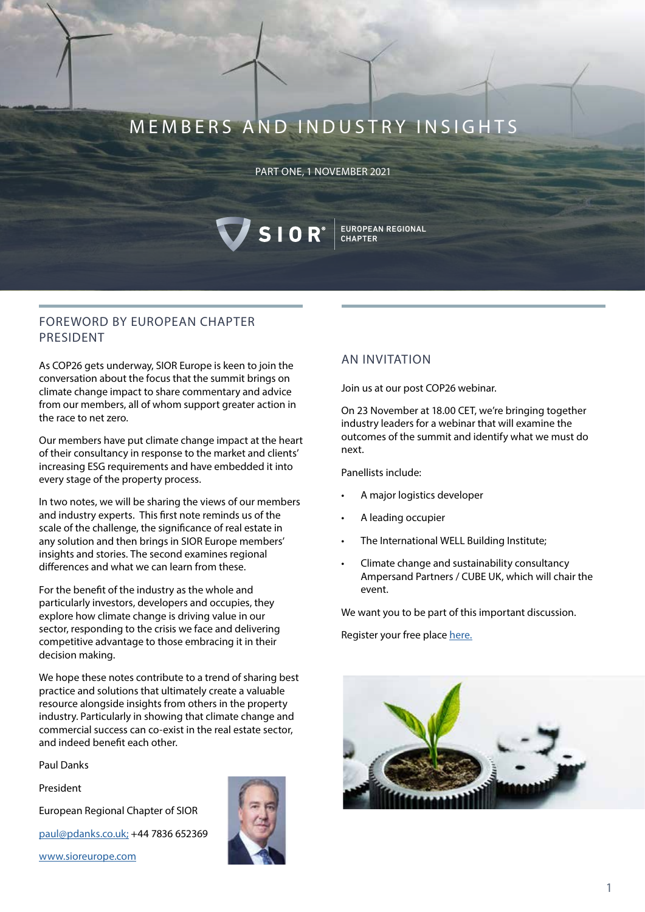# MEMBERS AND INDUSTRY INSIGHTS

PART ONE, 1 NOVEMBER 2021

SIOR® EUROPEAN REGIONAL CHAPTER

## FOREWORD BY EUROPEAN CHAPTER PRESIDENT

As COP26 gets underway, SIOR Europe is keen to join the conversation about the focus that the summit brings on climate change impact to share commentary and advice from our members, all of whom support greater action in the race to net zero.

Our members have put climate change impact at the heart of their consultancy in response to the market and clients' increasing ESG requirements and have embedded it into every stage of the property process.

In two notes, we will be sharing the views of our members and industry experts. This first note reminds us of the scale of the challenge, the significance of real estate in any solution and then brings in SIOR Europe members' insights and stories. The second examines regional differences and what we can learn from these.

For the benefit of the industry as the whole and particularly investors, developers and occupies, they explore how climate change is driving value in our sector, responding to the crisis we face and delivering competitive advantage to those embracing it in their decision making.

We hope these notes contribute to a trend of sharing best practice and solutions that ultimately create a valuable resource alongside insights from others in the property industry. Particularly in showing that climate change and commercial success can co-exist in the real estate sector, and indeed benefit each other.

Paul Danks

President

European Regional Chapter of SIOR

paul@pdanks.co.uk; +44 7836 652369

www.sioreurope.com

## AN INVITATION

Join us at our post COP26 webinar.

On 23 November at 18.00 CET, we're bringing together industry leaders for a webinar that will examine the outcomes of the summit and identify what we must do next.

Panellists include:

- A major logistics developer
- A leading occupier
- The International WELL Building Institute;
- Climate change and sustainability consultancy Ampersand Partners / CUBE UK, which will chair the event.

We want you to be part of this important discussion.

Register your free place here.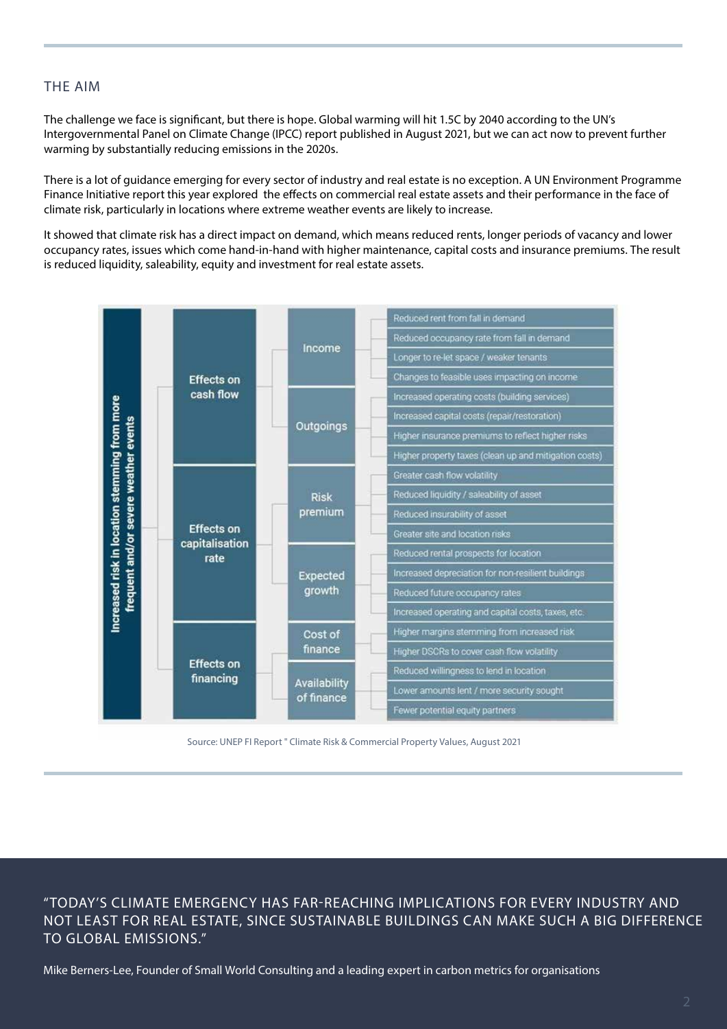## THE AIM

The challenge we face is significant, but there is hope. Global warming will hit 1.5C by 2040 according to the UN's Intergovernmental Panel on Climate Change (IPCC) report published in August 2021, but we can act now to prevent further warming by substantially reducing emissions in the 2020s.

There is a lot of guidance emerging for every sector of industry and real estate is no exception. A UN Environment Programme Finance Initiative report this year explored the effects on commercial real estate assets and their performance in the face of climate risk, particularly in locations where extreme weather events are likely to increase.

It showed that climate risk has a direct impact on demand, which means reduced rents, longer periods of vacancy and lower occupancy rates, issues which come hand-in-hand with higher maintenance, capital costs and insurance premiums. The result is reduced liquidity, saleability, equity and investment for real estate assets.

| Increased risk in location stemming from more frequent and/or severe weather events | | | |
|---|---|---|---|
| | Effects on cash flow | Income | Reduced rent from fall in demand |
| | | | Reduced occupancy rate from fall in demand |
| | | | Longer to re-let space / weaker tenants |
| | | | Changes to feasible uses impacting on income |
| | | Outgoings | Increased operating costs (building services) |
| | | | Increased capital costs (repair/restoration) |
| | | | Higher insurance premiums to reflect higher risks |
| | | | Higher property taxes (clean up and mitigation costs) |
| | Effects on capitalisation rate | Risk premium | Greater cash flow volatility |
| | | | Reduced liquidity / saleability of asset |
| | | | Reduced insurability of asset |
| | | | Greater site and location risks |
| | | Expected growth | Reduced rental prospects for location |
| | | | Increased depreciation for non-resilient buildings |
| | | | Reduced future occupancy rates |
| | | | Increased operating and capital costs, taxes, etc. |
| | Effects on financing | Cost of finance | Higher margins stemming from increased risk |
| | | | Higher DSCRs to cover cash flow volatility |
| | | Availability of finance | Reduced willingness to lend in location |
| | | | Lower amounts lent / more security sought |
| | | | Fewer potential equity partners |

Source: UNEP FI Report " Climate Risk & Commercial Property Values, August 2021

"TODAY'S CLIMATE EMERGENCY HAS FAR-REACHING IMPLICATIONS FOR EVERY INDUSTRY AND NOT LEAST FOR REAL ESTATE, SINCE SUSTAINABLE BUILDINGS CAN MAKE SUCH A BIG DIFFERENCE TO GLOBAL EMISSIONS."

Mike Berners-Lee, Founder of Small World Consulting and a leading expert in carbon metrics for organisations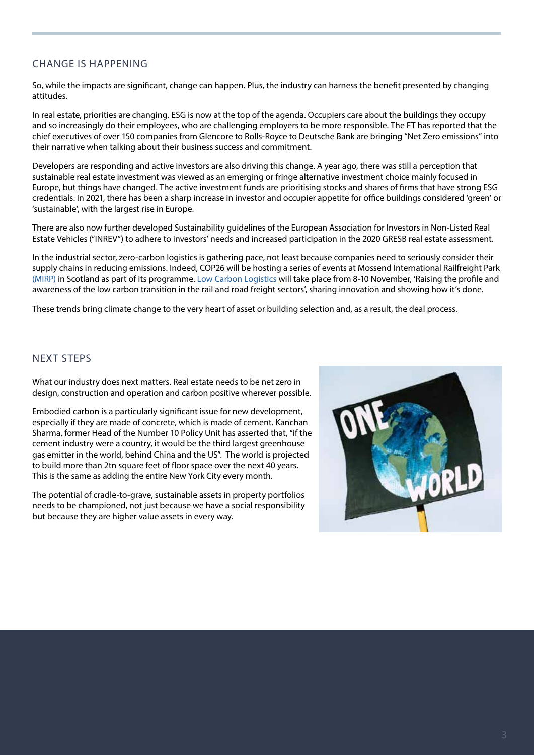## CHANGE IS HAPPENING

So, while the impacts are significant, change can happen. Plus, the industry can harness the benefit presented by changing attitudes.

In real estate, priorities are changing. ESG is now at the top of the agenda. Occupiers care about the buildings they occupy and so increasingly do their employees, who are challenging employers to be more responsible. The FT has reported that the chief executives of over 150 companies from Glencore to Rolls-Royce to Deutsche Bank are bringing "Net Zero emissions" into their narrative when talking about their business success and commitment.

Developers are responding and active investors are also driving this change. A year ago, there was still a perception that sustainable real estate investment was viewed as an emerging or fringe alternative investment choice mainly focused in Europe, but things have changed. The active investment funds are prioritising stocks and shares of firms that have strong ESG credentials. In 2021, there has been a sharp increase in investor and occupier appetite for office buildings considered 'green' or 'sustainable', with the largest rise in Europe.

There are also now further developed Sustainability guidelines of the European Association for Investors in Non-Listed Real Estate Vehicles ("INREV") to adhere to investors' needs and increased participation in the 2020 GRESB real estate assessment.

In the industrial sector, zero-carbon logistics is gathering pace, not least because companies need to seriously consider their supply chains in reducing emissions. Indeed, COP26 will be hosting a series of events at Mossend International Railfreight Park (MIRP) in Scotland as part of its programme. Low Carbon Logistics will take place from 8-10 November, 'Raising the profile and awareness of the low carbon transition in the rail and road freight sectors', sharing innovation and showing how it's done.

These trends bring climate change to the very heart of asset or building selection and, as a result, the deal process.

## NEXT STEPS

What our industry does next matters. Real estate needs to be net zero in design, construction and operation and carbon positive wherever possible.

Embodied carbon is a particularly significant issue for new development, especially if they are made of concrete, which is made of cement. Kanchan Sharma, former Head of the Number 10 Policy Unit has asserted that, "if the cement industry were a country, it would be the third largest greenhouse gas emitter in the world, behind China and the US". The world is projected to build more than 2tn square feet of floor space over the next 40 years. This is the same as adding the entire New York City every month.

The potential of cradle-to-grave, sustainable assets in property portfolios needs to be championed, not just because we have a social responsibility but because they are higher value assets in every way.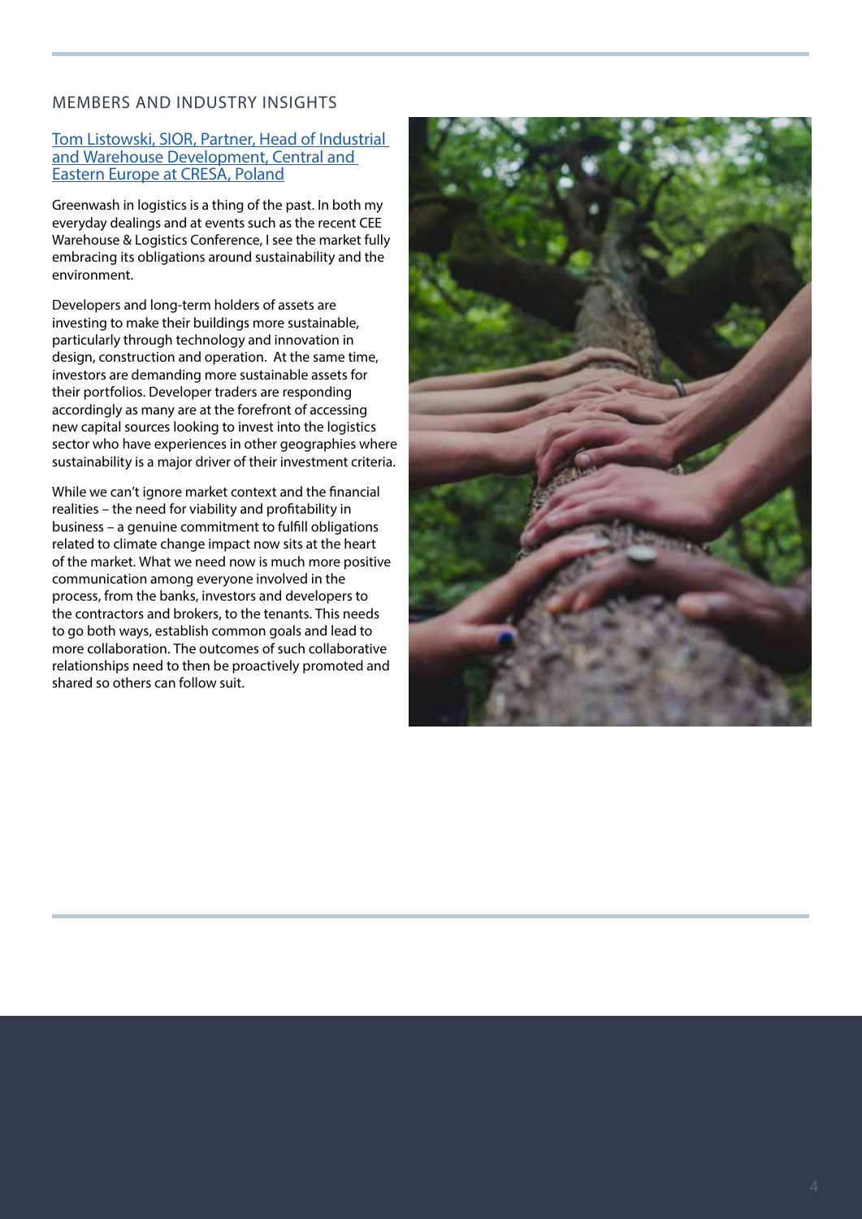## MEMBERS AND INDUSTRY INSIGHTS

### Tom Listowski, SIOR, Partner, Head of Industrial and Warehouse Development, Central and Eastern Europe at CRESA, Poland

Greenwash in logistics is a thing of the past. In both my everyday dealings and at events such as the recent CEE Warehouse & Logistics Conference, I see the market fully embracing its obligations around sustainability and the environment.

Developers and long-term holders of assets are investing to make their buildings more sustainable, particularly through technology and innovation in design, construction and operation. At the same time, investors are demanding more sustainable assets for their portfolios. Developer traders are responding accordingly as many are at the forefront of accessing new capital sources looking to invest into the logistics sector who have experiences in other geographies where sustainability is a major driver of their investment criteria.

While we can't ignore market context and the financial realities – the need for viability and profitability in business – a genuine commitment to fulfill obligations related to climate change impact now sits at the heart of the market. What we need now is much more positive communication among everyone involved in the process, from the banks, investors and developers to the contractors and brokers, to the tenants. This needs to go both ways, establish common goals and lead to more collaboration. The outcomes of such collaborative relationships need to then be proactively promoted and shared so others can follow suit.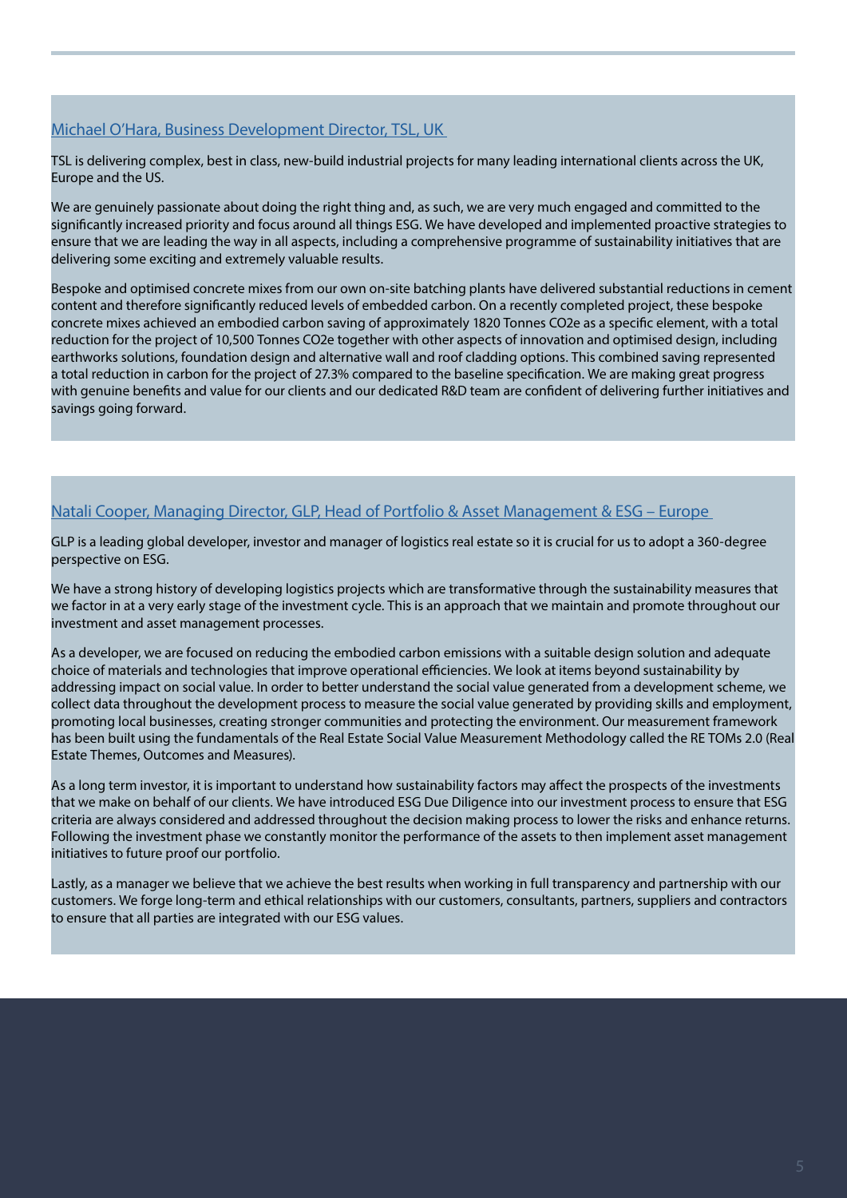### Michael O'Hara, Business Development Director, TSL, UK

TSL is delivering complex, best in class, new-build industrial projects for many leading international clients across the UK, Europe and the US.

We are genuinely passionate about doing the right thing and, as such, we are very much engaged and committed to the significantly increased priority and focus around all things ESG. We have developed and implemented proactive strategies to ensure that we are leading the way in all aspects, including a comprehensive programme of sustainability initiatives that are delivering some exciting and extremely valuable results.

Bespoke and optimised concrete mixes from our own on-site batching plants have delivered substantial reductions in cement content and therefore significantly reduced levels of embedded carbon. On a recently completed project, these bespoke concrete mixes achieved an embodied carbon saving of approximately 1820 Tonnes $CO_2e$ as a specific element, with a total reduction for the project of 10,500 Tonnes $CO_2e$ together with other aspects of innovation and optimised design, including earthworks solutions, foundation design and alternative wall and roof cladding options. This combined saving represented a total reduction in carbon for the project of 27.3% compared to the baseline specification. We are making great progress with genuine benefits and value for our clients and our dedicated R&D team are confident of delivering further initiatives and savings going forward.

### Natali Cooper, Managing Director, GLP, Head of Portfolio & Asset Management & ESG – Europe

GLP is a leading global developer, investor and manager of logistics real estate so it is crucial for us to adopt a 360-degree perspective on ESG.

We have a strong history of developing logistics projects which are transformative through the sustainability measures that we factor in at a very early stage of the investment cycle. This is an approach that we maintain and promote throughout our investment and asset management processes.

As a developer, we are focused on reducing the embodied carbon emissions with a suitable design solution and adequate choice of materials and technologies that improve operational efficiencies. We look at items beyond sustainability by addressing impact on social value. In order to better understand the social value generated from a development scheme, we collect data throughout the development process to measure the social value generated by providing skills and employment, promoting local businesses, creating stronger communities and protecting the environment. Our measurement framework has been built using the fundamentals of the Real Estate Social Value Measurement Methodology called the RE TOMs 2.0 (Real Estate Themes, Outcomes and Measures).

As a long term investor, it is important to understand how sustainability factors may affect the prospects of the investments that we make on behalf of our clients. We have introduced ESG Due Diligence into our investment process to ensure that ESG criteria are always considered and addressed throughout the decision making process to lower the risks and enhance returns. Following the investment phase we constantly monitor the performance of the assets to then implement asset management initiatives to future proof our portfolio.

Lastly, as a manager we believe that we achieve the best results when working in full transparency and partnership with our customers. We forge long-term and ethical relationships with our customers, consultants, partners, suppliers and contractors to ensure that all parties are integrated with our ESG values.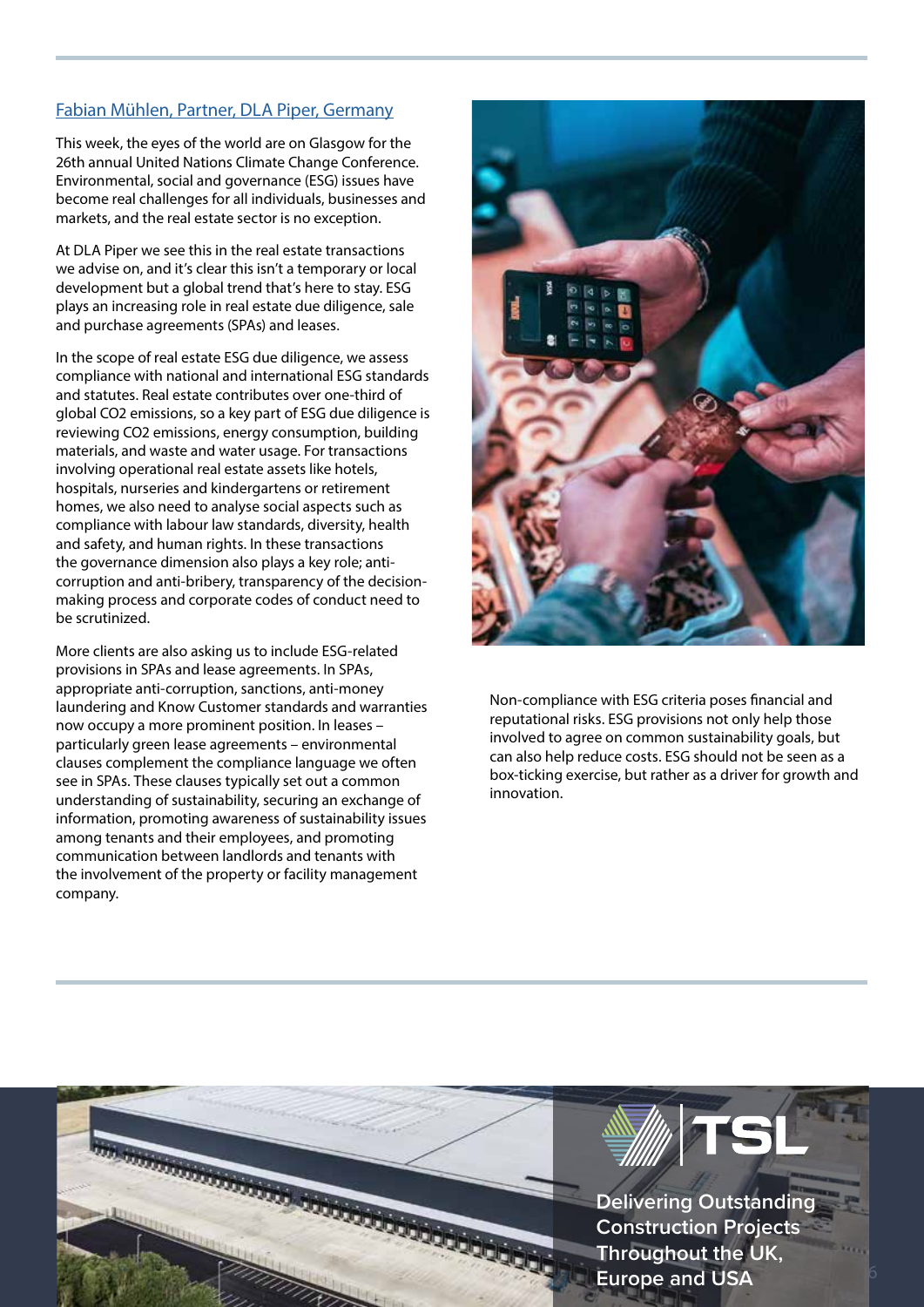Fabian Mühlen, Partner, DLA Piper, Germany

This week, the eyes of the world are on Glasgow for the 26th annual United Nations Climate Change Conference. Environmental, social and governance (ESG) issues have become real challenges for all individuals, businesses and markets, and the real estate sector is no exception.

At DLA Piper we see this in the real estate transactions we advise on, and it's clear this isn't a temporary or local development but a global trend that's here to stay. ESG plays an increasing role in real estate due diligence, sale and purchase agreements (SPAs) and leases.

In the scope of real estate ESG due diligence, we assess compliance with national and international ESG standards and statutes. Real estate contributes over one-third of global $CO_2$ emissions, so a key part of ESG due diligence is reviewing $CO_2$ emissions, energy consumption, building materials, and waste and water usage. For transactions involving operational real estate assets like hotels, hospitals, nurseries and kindergartens or retirement homes, we also need to analyse social aspects such as compliance with labour law standards, diversity, health and safety, and human rights. In these transactions the governance dimension also plays a key role; anti-corruption and anti-bribery, transparency of the decision-making process and corporate codes of conduct need to be scrutinized.

More clients are also asking us to include ESG-related provisions in SPAs and lease agreements. In SPAs, appropriate anti-corruption, sanctions, anti-money laundering and Know Customer standards and warranties now occupy a more prominent position. In leases – particularly green lease agreements – environmental clauses complement the compliance language we often see in SPAs. These clauses typically set out a common understanding of sustainability, securing an exchange of information, promoting awareness of sustainability issues among tenants and their employees, and promoting communication between landlords and tenants with the involvement of the property or facility management company.

Non-compliance with ESG criteria poses financial and reputational risks. ESG provisions not only help those involved to agree on common sustainability goals, but can also help reduce costs. ESG should not be seen as a box-ticking exercise, but rather as a driver for growth and innovation.

TSL

Delivering Outstanding Construction Projects Throughout the UK, Europe and USA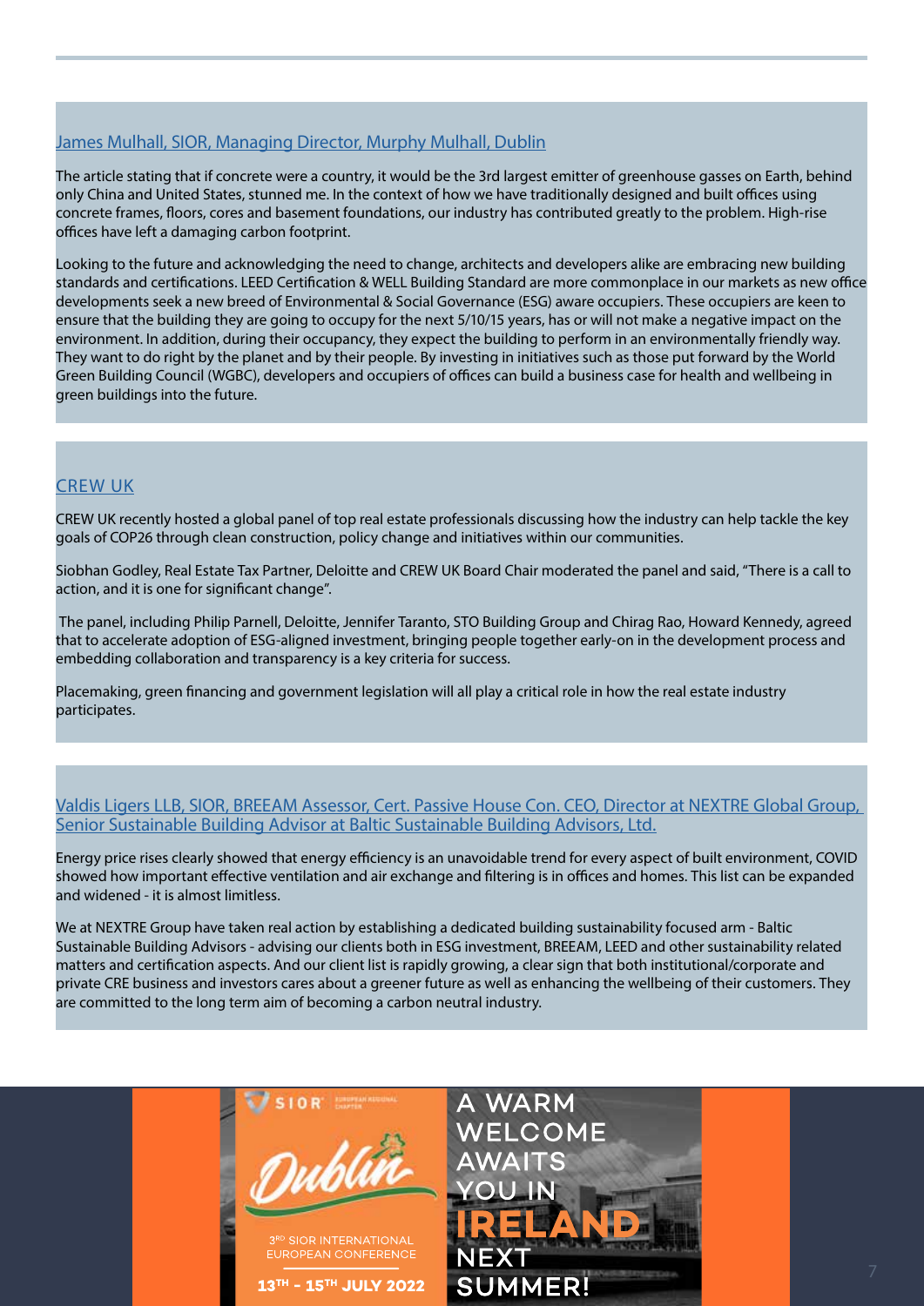### James Mulhall, SIOR, Managing Director, Murphy Mulhall, Dublin

The article stating that if concrete were a country, it would be the 3rd largest emitter of greenhouse gasses on Earth, behind only China and United States, stunned me. In the context of how we have traditionally designed and built offices using concrete frames, floors, cores and basement foundations, our industry has contributed greatly to the problem. High-rise offices have left a damaging carbon footprint.

Looking to the future and acknowledging the need to change, architects and developers alike are embracing new building standards and certifications. LEED Certification & WELL Building Standard are more commonplace in our markets as new office developments seek a new breed of Environmental & Social Governance (ESG) aware occupiers. These occupiers are keen to ensure that the building they are going to occupy for the next 5/10/15 years, has or will not make a negative impact on the environment. In addition, during their occupancy, they expect the building to perform in an environmentally friendly way. They want to do right by the planet and by their people. By investing in initiatives such as those put forward by the World Green Building Council (WGBC), developers and occupiers of offices can build a business case for health and wellbeing in green buildings into the future.

### CREW UK

CREW UK recently hosted a global panel of top real estate professionals discussing how the industry can help tackle the key goals of COP26 through clean construction, policy change and initiatives within our communities.

Siobhan Godley, Real Estate Tax Partner, Deloitte and CREW UK Board Chair moderated the panel and said, "There is a call to action, and it is one for significant change".

The panel, including Philip Parnell, Deloitte, Jennifer Taranto, STO Building Group and Chirag Rao, Howard Kennedy, agreed that to accelerate adoption of ESG-aligned investment, bringing people together early-on in the development process and embedding collaboration and transparency is a key criteria for success.

Placemaking, green financing and government legislation will all play a critical role in how the real estate industry participates.

### Valdis Ligers LLB, SIOR, BREEAM Assessor, Cert. Passive House Con. CEO, Director at NEXTRE Global Group, Senior Sustainable Building Advisor at Baltic Sustainable Building Advisors, Ltd.

Energy price rises clearly showed that energy efficiency is an unavoidable trend for every aspect of built environment, COVID showed how important effective ventilation and air exchange and filtering is in offices and homes. This list can be expanded and widened - it is almost limitless.

We at NEXTRE Group have taken real action by establishing a dedicated building sustainability focused arm - Baltic Sustainable Building Advisors - advising our clients both in ESG investment, BREEAM, LEED and other sustainability related matters and certification aspects. And our client list is rapidly growing, a clear sign that both institutional/corporate and private CRE business and investors cares about a greener future as well as enhancing the wellbeing of their customers. They are committed to the long term aim of becoming a carbon neutral industry.

SIOR European Regional Chapter

Dublin

3RD SIOR INTERNATIONAL EUROPEAN CONFERENCE

13TH - 15TH JULY 2022

A WARM WELCOME AWAITS YOU IN IRELAND NEXT SUMMER!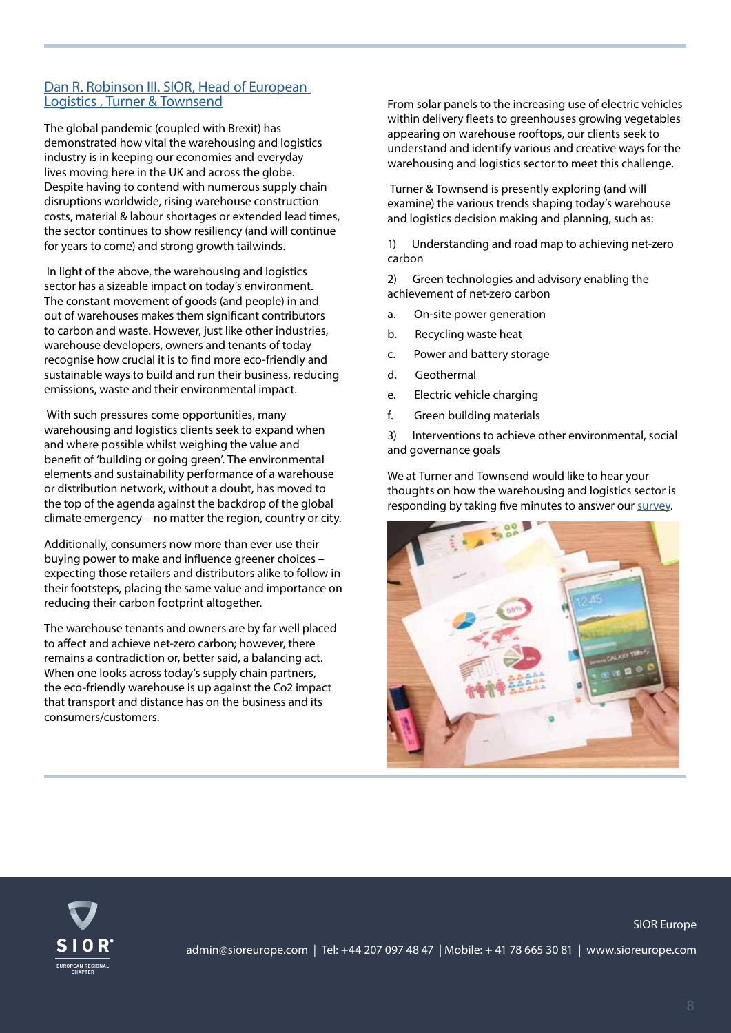[Dan R. Robinson III. SIOR, Head of European Logistics , Turner & Townsend]

The global pandemic (coupled with Brexit) has demonstrated how vital the warehousing and logistics industry is in keeping our economies and everyday lives moving here in the UK and across the globe. Despite having to contend with numerous supply chain disruptions worldwide, rising warehouse construction costs, material & labour shortages or extended lead times, the sector continues to show resiliency (and will continue for years to come) and strong growth tailwinds.

In light of the above, the warehousing and logistics sector has a sizeable impact on today's environment. The constant movement of goods (and people) in and out of warehouses makes them significant contributors to carbon and waste. However, just like other industries, warehouse developers, owners and tenants of today recognise how crucial it is to find more eco-friendly and sustainable ways to build and run their business, reducing emissions, waste and their environmental impact.

With such pressures come opportunities, many warehousing and logistics clients seek to expand when and where possible whilst weighing the value and benefit of 'building or going green'. The environmental elements and sustainability performance of a warehouse or distribution network, without a doubt, has moved to the top of the agenda against the backdrop of the global climate emergency – no matter the region, country or city.

Additionally, consumers now more than ever use their buying power to make and influence greener choices – expecting those retailers and distributors alike to follow in their footsteps, placing the same value and importance on reducing their carbon footprint altogether.

The warehouse tenants and owners are by far well placed to affect and achieve net-zero carbon; however, there remains a contradiction or, better said, a balancing act. When one looks across today's supply chain partners, the eco-friendly warehouse is up against the Co2 impact that transport and distance has on the business and its consumers/customers.

From solar panels to the increasing use of electric vehicles within delivery fleets to greenhouses growing vegetables appearing on warehouse rooftops, our clients seek to understand and identify various and creative ways for the warehousing and logistics sector to meet this challenge.

Turner & Townsend is presently exploring (and will examine) the various trends shaping today's warehouse and logistics decision making and planning, such as:

1) Understanding and road map to achieving net-zero carbon

2) Green technologies and advisory enabling the achievement of net-zero carbon

a. On-site power generation

b. Recycling waste heat

c. Power and battery storage

d. Geothermal

e. Electric vehicle charging

f. Green building materials

3) Interventions to achieve other environmental, social and governance goals

We at Turner and Townsend would like to hear your thoughts on how the warehousing and logistics sector is responding by taking five minutes to answer our survey.

SIOR Europe

admin@sioreurope.com | Tel: +44 207 097 48 47 | Mobile: + 41 78 665 30 81 | www.sioreurope.com